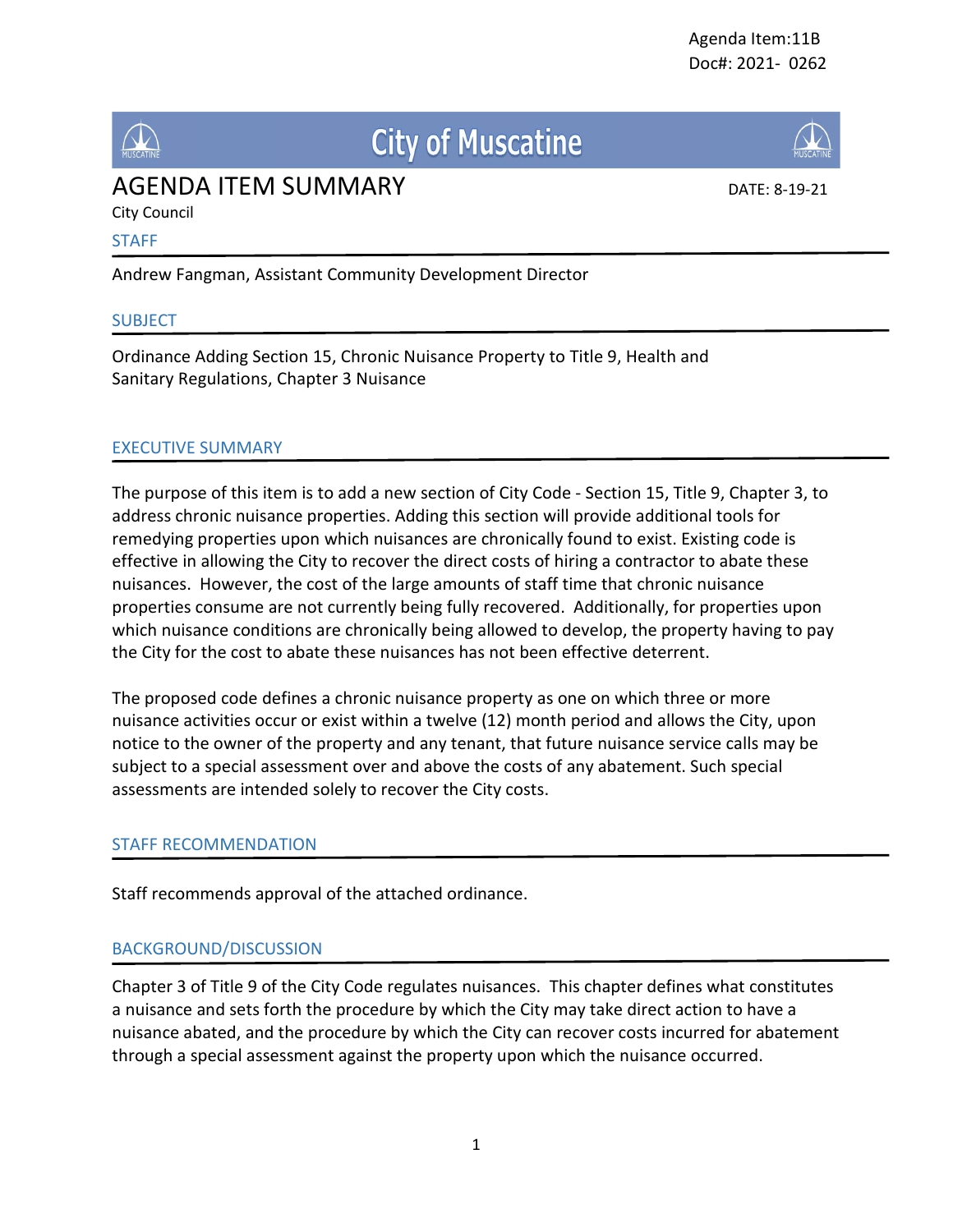Agenda Item:11B
Doc#: 2021- 0262

# City of Muscatine

## AGENDA ITEM SUMMARY

DATE: 8-19-21

City Council

### STAFF

Andrew Fangman, Assistant Community Development Director

### SUBJECT

Ordinance Adding Section 15, Chronic Nuisance Property to Title 9, Health and Sanitary Regulations, Chapter 3 Nuisance

### EXECUTIVE SUMMARY

The purpose of this item is to add a new section of City Code - Section 15, Title 9, Chapter 3, to address chronic nuisance properties. Adding this section will provide additional tools for remedying properties upon which nuisances are chronically found to exist. Existing code is effective in allowing the City to recover the direct costs of hiring a contractor to abate these nuisances. However, the cost of the large amounts of staff time that chronic nuisance properties consume are not currently being fully recovered. Additionally, for properties upon which nuisance conditions are chronically being allowed to develop, the property having to pay the City for the cost to abate these nuisances has not been effective deterrent.

The proposed code defines a chronic nuisance property as one on which three or more nuisance activities occur or exist within a twelve (12) month period and allows the City, upon notice to the owner of the property and any tenant, that future nuisance service calls may be subject to a special assessment over and above the costs of any abatement. Such special assessments are intended solely to recover the City costs.

### STAFF RECOMMENDATION

Staff recommends approval of the attached ordinance.

### BACKGROUND/DISCUSSION

Chapter 3 of Title 9 of the City Code regulates nuisances. This chapter defines what constitutes a nuisance and sets forth the procedure by which the City may take direct action to have a nuisance abated, and the procedure by which the City can recover costs incurred for abatement through a special assessment against the property upon which the nuisance occurred.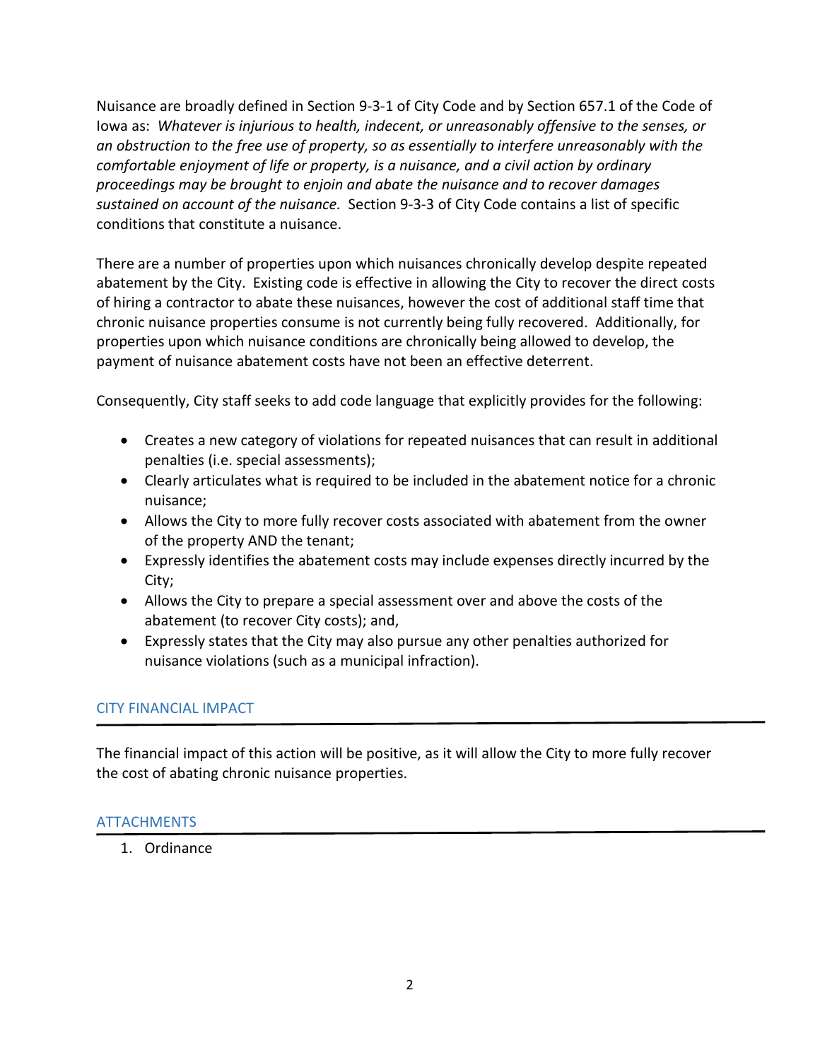Nuisance are broadly defined in Section 9-3-1 of City Code and by Section 657.1 of the Code of Iowa as: *Whatever is injurious to health, indecent, or unreasonably offensive to the senses, or an obstruction to the free use of property, so as essentially to interfere unreasonably with the comfortable enjoyment of life or property, is a nuisance, and a civil action by ordinary proceedings may be brought to enjoin and abate the nuisance and to recover damages sustained on account of the nuisance.* Section 9-3-3 of City Code contains a list of specific conditions that constitute a nuisance.

There are a number of properties upon which nuisances chronically develop despite repeated abatement by the City. Existing code is effective in allowing the City to recover the direct costs of hiring a contractor to abate these nuisances, however the cost of additional staff time that chronic nuisance properties consume is not currently being fully recovered. Additionally, for properties upon which nuisance conditions are chronically being allowed to develop, the payment of nuisance abatement costs have not been an effective deterrent.

Consequently, City staff seeks to add code language that explicitly provides for the following:

- Creates a new category of violations for repeated nuisances that can result in additional penalties (i.e. special assessments);
- Clearly articulates what is required to be included in the abatement notice for a chronic nuisance;
- Allows the City to more fully recover costs associated with abatement from the owner of the property AND the tenant;
- Expressly identifies the abatement costs may include expenses directly incurred by the City;
- Allows the City to prepare a special assessment over and above the costs of the abatement (to recover City costs); and,
- Expressly states that the City may also pursue any other penalties authorized for nuisance violations (such as a municipal infraction).

## CITY FINANCIAL IMPACT

The financial impact of this action will be positive, as it will allow the City to more fully recover the cost of abating chronic nuisance properties.

## ATTACHMENTS

1. Ordinance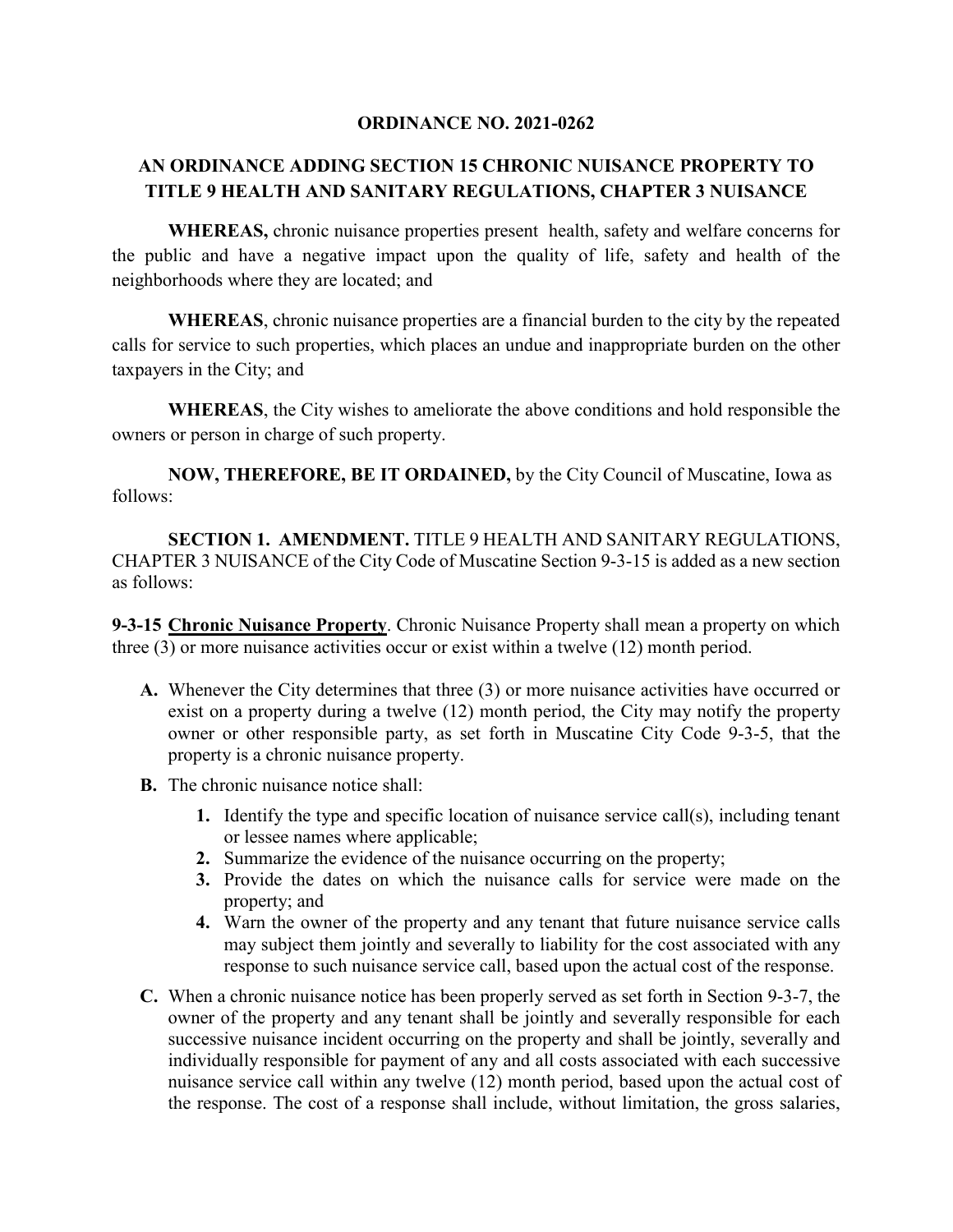**ORDINANCE NO. 2021-0262**

**AN ORDINANCE ADDING SECTION 15 CHRONIC NUISANCE PROPERTY TO TITLE 9 HEALTH AND SANITARY REGULATIONS, CHAPTER 3 NUISANCE**

**WHEREAS,** chronic nuisance properties present health, safety and welfare concerns for the public and have a negative impact upon the quality of life, safety and health of the neighborhoods where they are located; and

**WHEREAS**, chronic nuisance properties are a financial burden to the city by the repeated calls for service to such properties, which places an undue and inappropriate burden on the other taxpayers in the City; and

**WHEREAS**, the City wishes to ameliorate the above conditions and hold responsible the owners or person in charge of such property.

**NOW, THEREFORE, BE IT ORDAINED,** by the City Council of Muscatine, Iowa as follows:

**SECTION 1. AMENDMENT.** TITLE 9 HEALTH AND SANITARY REGULATIONS, CHAPTER 3 NUISANCE of the City Code of Muscatine Section 9-3-15 is added as a new section as follows:

**9-3-15** **Chronic Nuisance Property**. Chronic Nuisance Property shall mean a property on which three (3) or more nuisance activities occur or exist within a twelve (12) month period.

- **A.** Whenever the City determines that three (3) or more nuisance activities have occurred or exist on a property during a twelve (12) month period, the City may notify the property owner or other responsible party, as set forth in Muscatine City Code 9-3-5, that the property is a chronic nuisance property.
- **B.** The chronic nuisance notice shall:
  1. Identify the type and specific location of nuisance service call(s), including tenant or lessee names where applicable;
  2. Summarize the evidence of the nuisance occurring on the property;
  3. Provide the dates on which the nuisance calls for service were made on the property; and
  4. Warn the owner of the property and any tenant that future nuisance service calls may subject them jointly and severally to liability for the cost associated with any response to such nuisance service call, based upon the actual cost of the response.
- **C.** When a chronic nuisance notice has been properly served as set forth in Section 9-3-7, the owner of the property and any tenant shall be jointly and severally responsible for each successive nuisance incident occurring on the property and shall be jointly, severally and individually responsible for payment of any and all costs associated with each successive nuisance service call within any twelve (12) month period, based upon the actual cost of the response. The cost of a response shall include, without limitation, the gross salaries,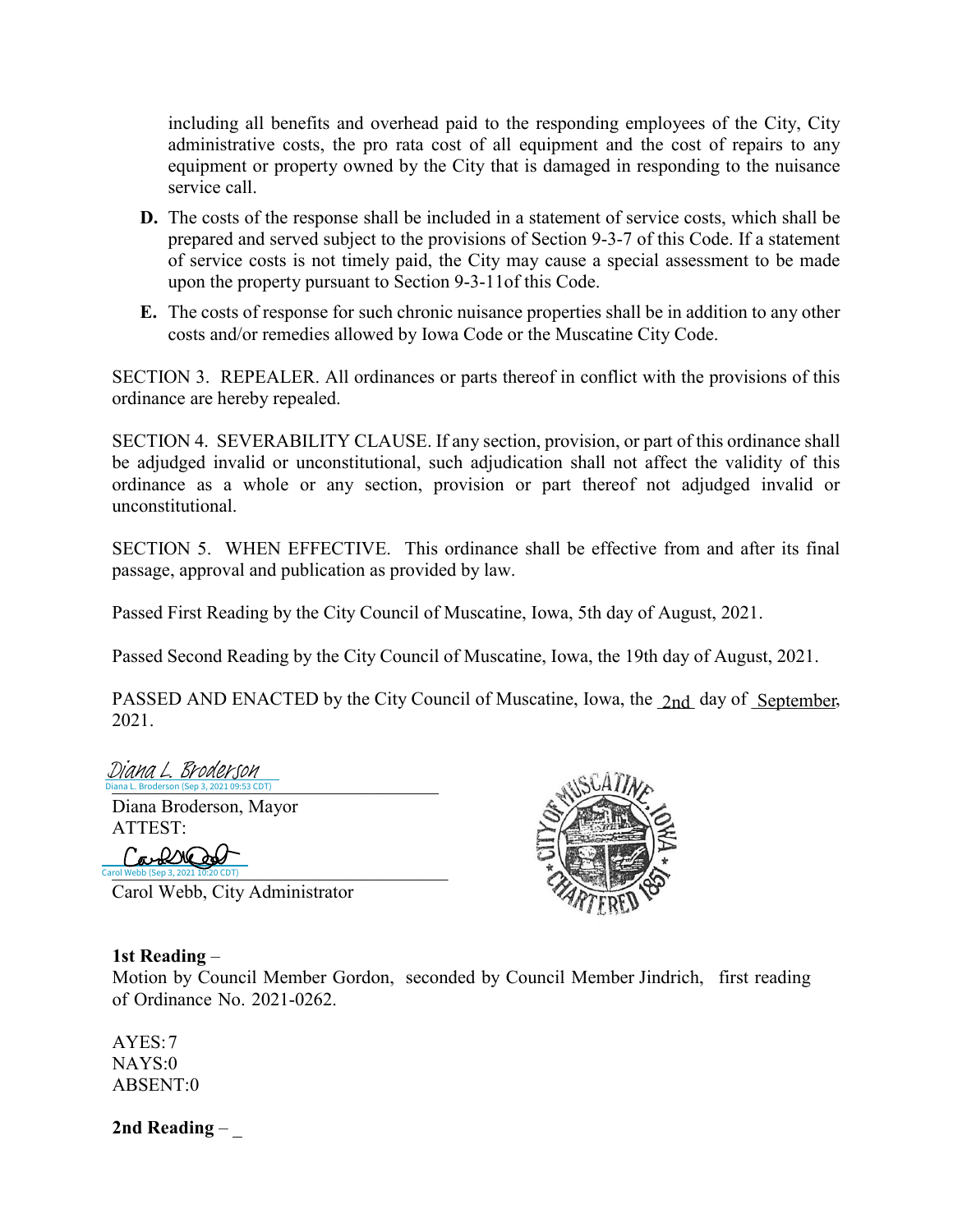including all benefits and overhead paid to the responding employees of the City, City administrative costs, the pro rata cost of all equipment and the cost of repairs to any equipment or property owned by the City that is damaged in responding to the nuisance service call.

**D.** The costs of the response shall be included in a statement of service costs, which shall be prepared and served subject to the provisions of Section 9-3-7 of this Code. If a statement of service costs is not timely paid, the City may cause a special assessment to be made upon the property pursuant to Section 9-3-11of this Code.

**E.** The costs of response for such chronic nuisance properties shall be in addition to any other costs and/or remedies allowed by Iowa Code or the Muscatine City Code.

SECTION 3. REPEALER. All ordinances or parts thereof in conflict with the provisions of this ordinance are hereby repealed.

SECTION 4. SEVERABILITY CLAUSE. If any section, provision, or part of this ordinance shall be adjudged invalid or unconstitutional, such adjudication shall not affect the validity of this ordinance as a whole or any section, provision or part thereof not adjudged invalid or unconstitutional.

SECTION 5. WHEN EFFECTIVE. This ordinance shall be effective from and after its final passage, approval and publication as provided by law.

Passed First Reading by the City Council of Muscatine, Iowa, 5th day of August, 2021.

Passed Second Reading by the City Council of Muscatine, Iowa, the 19th day of August, 2021.

PASSED AND ENACTED by the City Council of Muscatine, Iowa, the 2nd day of September, 2021.

Diana L. Broderson
Diana L. Broderson (Sep 3, 2021 09:53 CDT)

Diana Broderson, Mayor

ATTEST:

Carol Webb (Sep 3, 2021 10:20 CDT)

Carol Webb, City Administrator

CITY OF MUSCATINE, IOWA * CHARTERED 1851 *

**1st Reading** –
Motion by Council Member Gordon, seconded by Council Member Jindrich, first reading of Ordinance No. 2021-0262.

AYES: 7
NAYS: 0
ABSENT: 0

**2nd Reading** – _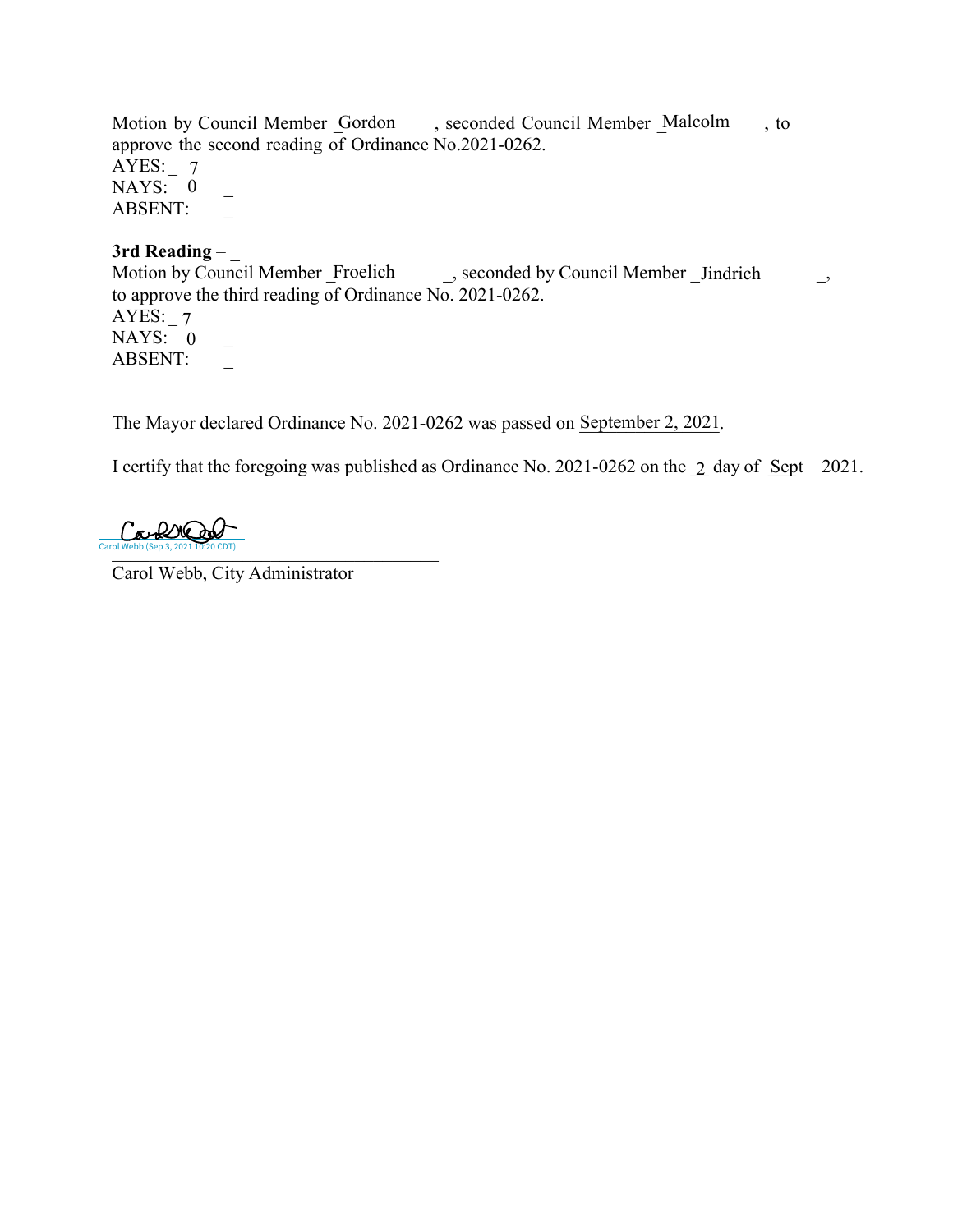Motion by Council Member _Gordon , seconded Council Member _Malcolm , to approve the second reading of Ordinance No.2021-0262.

AYES:_ 7

NAYS: 0 _

ABSENT: _

**3rd Reading** – _

Motion by Council Member _Froelich _, seconded by Council Member _Jindrich _, to approve the third reading of Ordinance No. 2021-0262.

AYES:_ 7

NAYS: 0 _

ABSENT: _

The Mayor declared Ordinance No. 2021-0262 was passed on September 2, 2021.

I certify that the foregoing was published as Ordinance No. 2021-0262 on the 2 day of Sept 2021.

Carol Webb (Sep 3, 2021 10:20 CDT)

Carol Webb, City Administrator